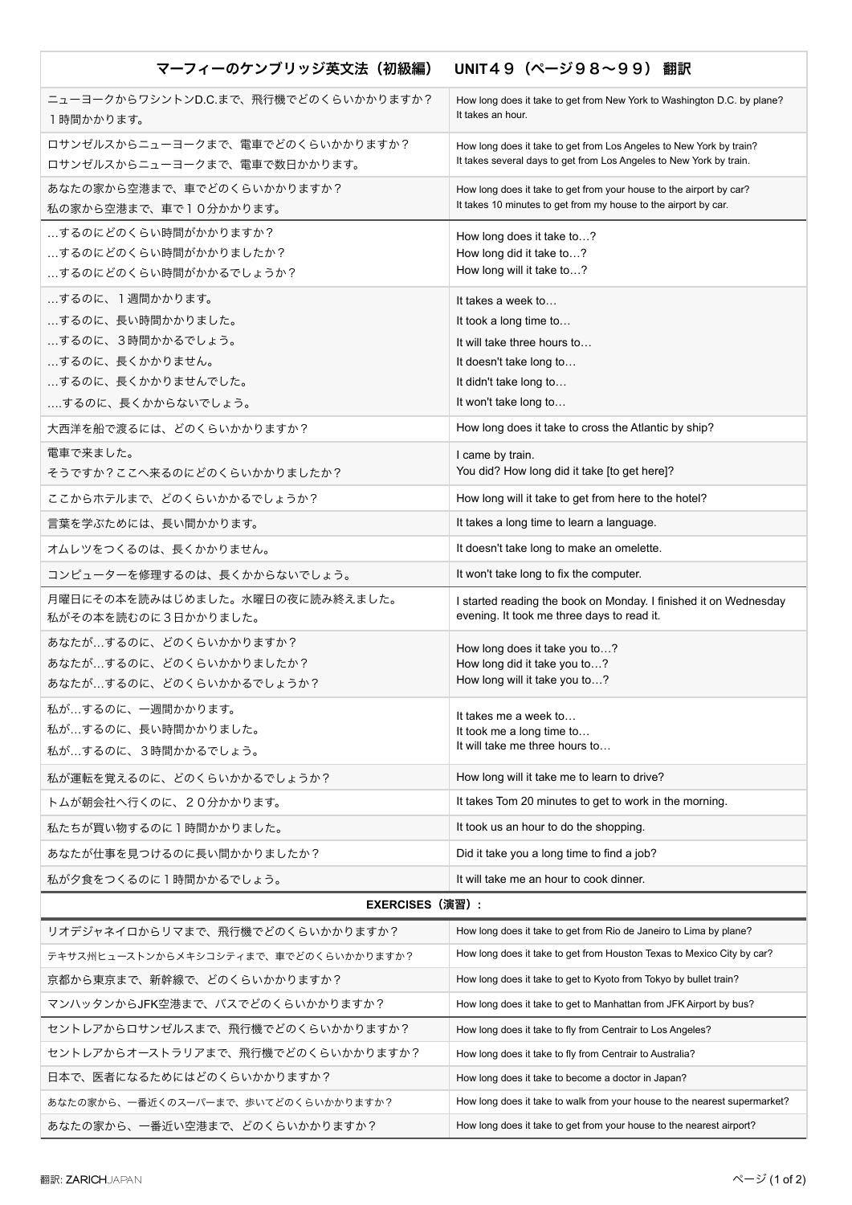# マーフィーのケンブリッジ英文法（初級編）　UNIT４９（ページ９８〜９９） 翻訳

| マーフィーのケンブリッジ英文法（初級編）　UNIT４９（ページ９８〜９９） 翻訳 | |
|---|---|
| ニューヨークからワシントンD.C.まで、飛行機でどのくらいかかりますか？<br>１時間かかります。 | How long does it take to get from New York to Washington D.C. by plane?<br>It takes an hour. |
| ロサンゼルスからニューヨークまで、電車でどのくらいかかりますか？<br>ロサンゼルスからニューヨークまで、電車で数日かかります。 | How long does it take to get from Los Angeles to New York by train?<br>It takes several days to get from Los Angeles to New York by train. |
| あなたの家から空港まで、車でどのくらいかかりますか？<br>私の家から空港まで、車で１０分かかります。 | How long does it take to get from your house to the airport by car?<br>It takes 10 minutes to get from my house to the airport by car. |
| …するのにどのくらい時間がかかりますか？<br>…するのにどのくらい時間がかかりましたか？<br>…するのにどのくらい時間がかかるでしょうか？ | How long does it take to…?<br>How long did it take to…?<br>How long will it take to…? |
| …するのに、１週間かかります。<br>…するのに、長い時間かかりました。<br>…するのに、３時間かかるでしょう。<br>…するのに、長くかかりません。<br>…するのに、長くかかりませんでした。<br>….するのに、長くかからないでしょう。 | It takes a week to…<br>It took a long time to…<br>It will take three hours to…<br>It doesn't take long to…<br>It didn't take long to…<br>It won't take long to… |
| 大西洋を船で渡るには、どのくらいかかりますか？ | How long does it take to cross the Atlantic by ship? |
| 電車で来ました。<br>そうですか？ここへ来るのにどのくらいかかりましたか？ | I came by train.<br>You did? How long did it take [to get here]? |
| ここからホテルまで、どのくらいかかるでしょうか？ | How long will it take to get from here to the hotel? |
| 言葉を学ぶためには、長い間かかります。 | It takes a long time to learn a language. |
| オムレツをつくるのは、長くかかりません。 | It doesn't take long to make an omelette. |
| コンピューターを修理するのは、長くかからないでしょう。 | It won't take long to fix the computer. |
| 月曜日にその本を読みはじめました。水曜日の夜に読み終えました。<br>私がその本を読むのに３日かかりました。 | I started reading the book on Monday. I finished it on Wednesday evening. It took me three days to read it. |
| あなたが…するのに、どのくらいかかりますか？<br>あなたが…するのに、どのくらいかかりましたか？<br>あなたが…するのに、どのくらいかかるでしょうか？ | How long does it take you to…?<br>How long did it take you to…?<br>How long will it take you to…? |
| 私が…するのに、一週間かかります。<br>私が…するのに、長い時間かかりました。<br>私が…するのに、３時間かかるでしょう。 | It takes me a week to…<br>It took me a long time to…<br>It will take me three hours to… |
| 私が運転を覚えるのに、どのくらいかかるでしょうか？ | How long will it take me to learn to drive? |
| トムが朝会社へ行くのに、２０分かかります。 | It takes Tom 20 minutes to get to work in the morning. |
| 私たちが買い物するのに１時間かかりました。 | It took us an hour to do the shopping. |
| あなたが仕事を見つけるのに長い間かかりましたか？ | Did it take you a long time to find a job? |
| 私が夕食をつくるのに１時間かかるでしょう。 | It will take me an hour to cook dinner. |
| **EXERCISES（演習）:** | |
| リオデジャネイロからリマまで、飛行機でどのくらいかかりますか？ | How long does it take to get from Rio de Janeiro to Lima by plane? |
| テキサス州ヒューストンからメキシコシティまで、車でどのくらいかかりますか？ | How long does it take to get from Houston Texas to Mexico City by car? |
| 京都から東京まで、新幹線で、どのくらいかかりますか？ | How long does it take to get to Kyoto from Tokyo by bullet train? |
| マンハッタンからJFK空港まで、バスでどのくらいかかりますか？ | How long does it take to get to Manhattan from JFK Airport by bus? |
| セントレアからロサンゼルスまで、飛行機でどのくらいかかりますか？ | How long does it take to fly from Centrair to Los Angeles? |
| セントレアからオーストラリアまで、飛行機でどのくらいかかりますか？ | How long does it take to fly from Centrair to Australia? |
| 日本で、医者になるためにはどのくらいかかりますか？ | How long does it take to become a doctor in Japan? |
| あなたの家から、一番近くのスーパーまで、歩いてどのくらいかかりますか？ | How long does it take to walk from your house to the nearest supermarket? |
| あなたの家から、一番近い空港まで、どのくらいかかりますか？ | How long does it take to get from your house to the nearest airport? |

翻訳: ZARICHJAPAN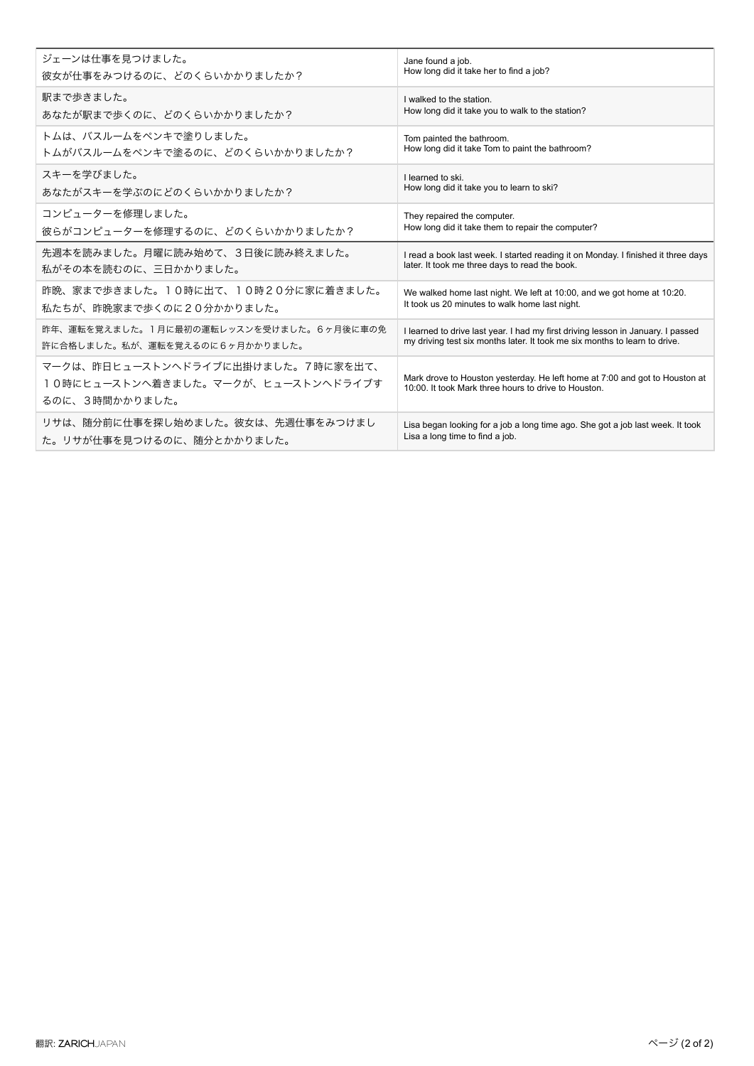| | |
|---|---|
| ジェーンは仕事を見つけました。<br>彼女が仕事をみつけるのに、どのくらいかかりましたか？ | Jane found a job.<br>How long did it take her to find a job? |
| 駅まで歩きました。<br>あなたが駅まで歩くのに、どのくらいかかりましたか？ | I walked to the station.<br>How long did it take you to walk to the station? |
| トムは、バスルームをペンキで塗りしました。<br>トムがバスルームをペンキで塗るのに、どのくらいかかりましたか？ | Tom painted the bathroom.<br>How long did it take Tom to paint the bathroom? |
| スキーを学びました。<br>あなたがスキーを学ぶのにどのくらいかかりましたか？ | I learned to ski.<br>How long did it take you to learn to ski? |
| コンピューターを修理しました。<br>彼らがコンピューターを修理するのに、どのくらいかかりましたか？ | They repaired the computer.<br>How long did it take them to repair the computer? |
| 先週本を読みました。月曜に読み始めて、３日後に読み終えました。<br>私がその本を読むのに、三日かかりました。 | I read a book last week. I started reading it on Monday. I finished it three days later. It took me three days to read the book. |
| 昨晩、家まで歩きました。１０時に出て、１０時２０分に家に着きました。<br>私たちが、昨晩家まで歩くのに２０分かかりました。 | We walked home last night. We left at 10:00, and we got home at 10:20.<br>It took us 20 minutes to walk home last night. |
| 昨年、運転を覚えました。１月に最初の運転レッスンを受けました。６ヶ月後に車の免許に合格しました。私が、運転を覚えるのに６ヶ月かかりました。 | I learned to drive last year. I had my first driving lesson in January. I passed my driving test six months later. It took me six months to learn to drive. |
| マークは、昨日ヒューストンへドライブに出掛けました。７時に家を出て、１０時にヒューストンへ着きました。マークが、ヒューストンへドライブするのに、３時間かかりました。 | Mark drove to Houston yesterday. He left home at 7:00 and got to Houston at 10:00. It took Mark three hours to drive to Houston. |
| リサは、随分前に仕事を探し始めました。彼女は、先週仕事をみつけました。リサが仕事を見つけるのに、随分とかかりました。 | Lisa began looking for a job a long time ago. She got a job last week. It took Lisa a long time to find a job. |

翻訳: ZARICHJAPAN